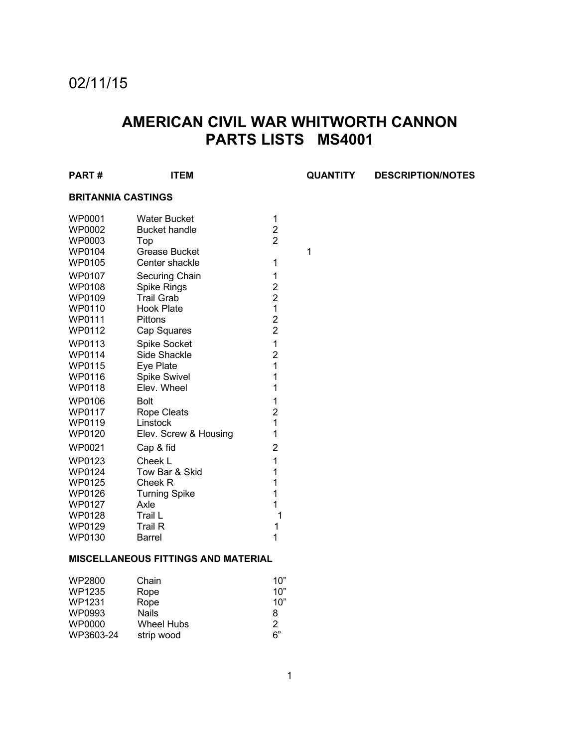02/11/15

# AMERICAN CIVIL WAR WHITWORTH CANNON
# PARTS LISTS MS4001

| PART # | ITEM | QUANTITY | DESCRIPTION/NOTES |
|---|---|---|---|
| **BRITANNIA CASTINGS** | | | |
| WP0001 | Water Bucket | 1 | |
| WP0002 | Bucket handle | 2 | |
| WP0003 | Top | 2 | |
| WP0104 | Grease Bucket | 1 | |
| WP0105 | Center shackle | 1 | |
| WP0107 | Securing Chain | 1 | |
| WP0108 | Spike Rings | 2 | |
| WP0109 | Trail Grab | 2 | |
| WP0110 | Hook Plate | 1 | |
| WP0111 | Pittons | 2 | |
| WP0112 | Cap Squares | 2 | |
| WP0113 | Spike Socket | 1 | |
| WP0114 | Side Shackle | 2 | |
| WP0115 | Eye Plate | 1 | |
| WP0116 | Spike Swivel | 1 | |
| WP0118 | Elev. Wheel | 1 | |
| WP0106 | Bolt | 1 | |
| WP0117 | Rope Cleats | 2 | |
| WP0119 | Linstock | 1 | |
| WP0120 | Elev. Screw & Housing | 1 | |
| WP0021 | Cap & fid | 2 | |
| WP0123 | Cheek L | 1 | |
| WP0124 | Tow Bar & Skid | 1 | |
| WP0125 | Cheek R | 1 | |
| WP0126 | Turning Spike | 1 | |
| WP0127 | Axle | 1 | |
| WP0128 | Trail L | 1 | |
| WP0129 | Trail R | 1 | |
| WP0130 | Barrel | 1 | |
| **MISCELLANEOUS FITTINGS AND MATERIAL** | | | |
| WP2800 | Chain | 10” | |
| WP1235 | Rope | 10” | |
| WP1231 | Rope | 10” | |
| WP0993 | Nails | 8 | |
| WP0000 | Wheel Hubs | 2 | |
| WP3603-24 | strip wood | 6” | |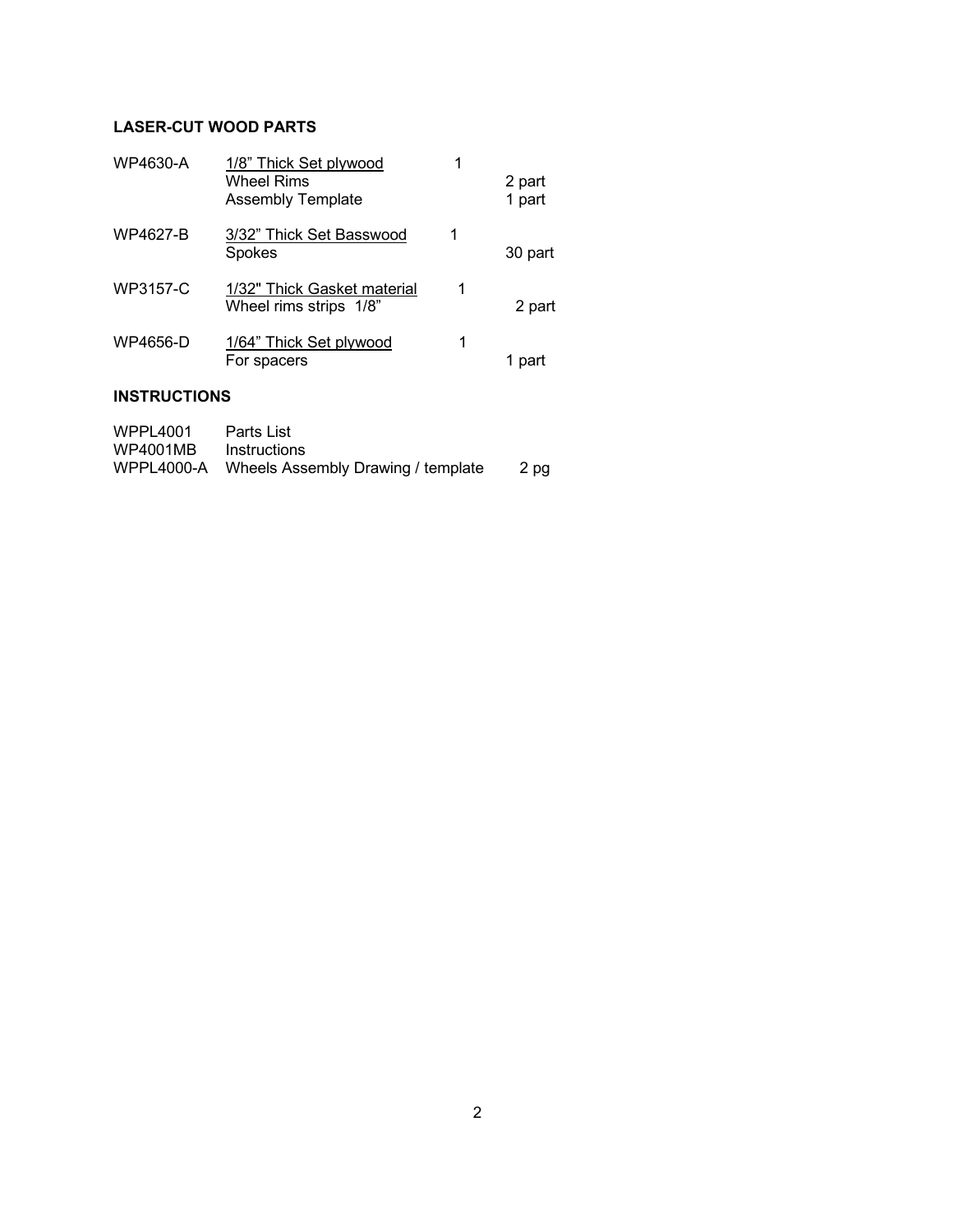**LASER-CUT WOOD PARTS**

| | | | |
|---|---|---|---|
| WP4630-A | 1/8" Thick Set plywood | 1 | |
| | Wheel Rims | | 2 part |
| | Assembly Template | | 1 part |
| WP4627-B | 3/32" Thick Set Basswood | 1 | |
| | Spokes | | 30 part |
| WP3157-C | 1/32" Thick Gasket material | 1 | |
| | Wheel rims strips 1/8" | | 2 part |
| WP4656-D | 1/64" Thick Set plywood | 1 | |
| | For spacers | | 1 part |

**INSTRUCTIONS**

| | | |
|---|---|---|
| WPPL4001 | Parts List | |
| WP4001MB | Instructions | |
| WPPL4000-A | Wheels Assembly Drawing / template | 2 pg |